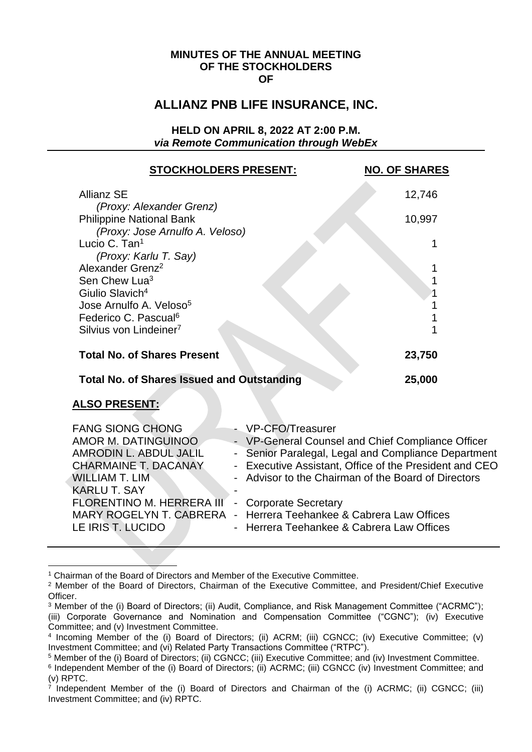**MINUTES OF THE ANNUAL MEETING OF THE STOCKHOLDERS OF**

# ALLIANZ PNB LIFE INSURANCE, INC.

**HELD ON APRIL 8, 2022 AT 2:00 P.M.**
***via Remote Communication through WebEx***

| STOCKHOLDERS PRESENT: | NO. OF SHARES |
|---|---|
| Allianz SE *(Proxy: Alexander Grenz)* | 12,746 |
| Philippine National Bank *(Proxy: Jose Arnulfo A. Veloso)* | 10,997 |
| Lucio C. Tan[1] *(Proxy: Karlu T. Say)* | 1 |
| Alexander Grenz[2] | 1 |
| Sen Chew Lua[3] | 1 |
| Giulio Slavich[4] | 1 |
| Jose Arnulfo A. Veloso[5] | 1 |
| Federico C. Pascual[6] | 1 |
| Silvius von Lindeiner[7] | 1 |
| **Total No. of Shares Present** | **23,750** |
| **Total No. of Shares Issued and Outstanding** | **25,000** |

**ALSO PRESENT:**

| | |
|---|---|
| FANG SIONG CHONG | - VP-CFO/Treasurer |
| AMOR M. DATINGUINOO | - VP-General Counsel and Chief Compliance Officer |
| AMRODIN L. ABDUL JALIL | - Senior Paralegal, Legal and Compliance Department |
| CHARMAINE T. DACANAY | - Executive Assistant, Office of the President and CEO |
| WILLIAM T. LIM | - Advisor to the Chairman of the Board of Directors |
| KARLU T. SAY | - |
| FLORENTINO M. HERRERA III | - Corporate Secretary |
| MARY ROGELYN T. CABRERA | - Herrera Teehankee & Cabrera Law Offices |
| LE IRIS T. LUCIDO | - Herrera Teehankee & Cabrera Law Offices |

---

[1] Chairman of the Board of Directors and Member of the Executive Committee.

[2] Member of the Board of Directors, Chairman of the Executive Committee, and President/Chief Executive Officer.

[3] Member of the (i) Board of Directors; (ii) Audit, Compliance, and Risk Management Committee ("ACRMC"); (iii) Corporate Governance and Nomination and Compensation Committee ("CGNC"); (iv) Executive Committee; and (v) Investment Committee.

[4] Incoming Member of the (i) Board of Directors; (ii) ACRM; (iii) CGNCC; (iv) Executive Committee; (v) Investment Committee; and (vi) Related Party Transactions Committee ("RTPC").

[5] Member of the (i) Board of Directors; (ii) CGNCC; (iii) Executive Committee; and (iv) Investment Committee.

[6] Independent Member of the (i) Board of Directors; (ii) ACRMC; (iii) CGNCC (iv) Investment Committee; and (v) RPTC.

[7] Independent Member of the (i) Board of Directors and Chairman of the (i) ACRMC; (ii) CGNCC; (iii) Investment Committee; and (iv) RPTC.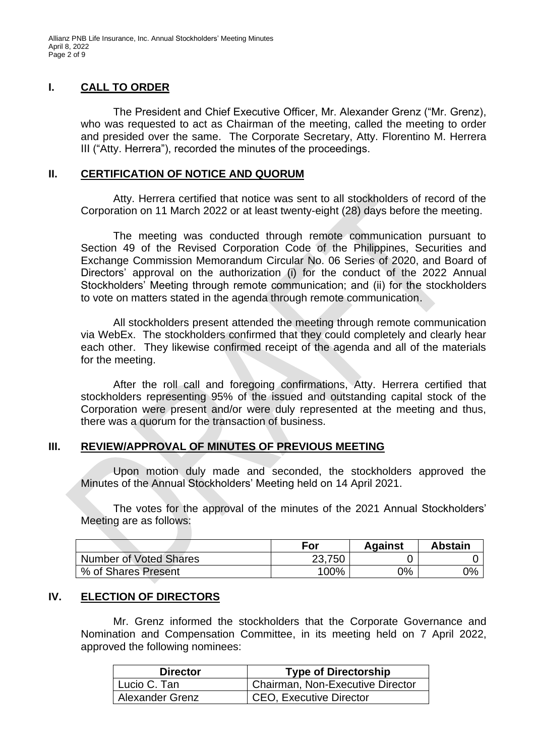## I. CALL TO ORDER

The President and Chief Executive Officer, Mr. Alexander Grenz ("Mr. Grenz), who was requested to act as Chairman of the meeting, called the meeting to order and presided over the same. The Corporate Secretary, Atty. Florentino M. Herrera III ("Atty. Herrera"), recorded the minutes of the proceedings.

## II. CERTIFICATION OF NOTICE AND QUORUM

Atty. Herrera certified that notice was sent to all stockholders of record of the Corporation on 11 March 2022 or at least twenty-eight (28) days before the meeting.

The meeting was conducted through remote communication pursuant to Section 49 of the Revised Corporation Code of the Philippines, Securities and Exchange Commission Memorandum Circular No. 06 Series of 2020, and Board of Directors' approval on the authorization (i) for the conduct of the 2022 Annual Stockholders' Meeting through remote communication; and (ii) for the stockholders to vote on matters stated in the agenda through remote communication.

All stockholders present attended the meeting through remote communication via WebEx. The stockholders confirmed that they could completely and clearly hear each other. They likewise confirmed receipt of the agenda and all of the materials for the meeting.

After the roll call and foregoing confirmations, Atty. Herrera certified that stockholders representing 95% of the issued and outstanding capital stock of the Corporation were present and/or were duly represented at the meeting and thus, there was a quorum for the transaction of business.

## III. REVIEW/APPROVAL OF MINUTES OF PREVIOUS MEETING

Upon motion duly made and seconded, the stockholders approved the Minutes of the Annual Stockholders' Meeting held on 14 April 2021.

The votes for the approval of the minutes of the 2021 Annual Stockholders' Meeting are as follows:

| | For | Against | Abstain |
|---|---|---|---|
| Number of Voted Shares | 23,750 | 0 | 0 |
| % of Shares Present | 100% | 0% | 0% |

## IV. ELECTION OF DIRECTORS

Mr. Grenz informed the stockholders that the Corporate Governance and Nomination and Compensation Committee, in its meeting held on 7 April 2022, approved the following nominees:

| Director | Type of Directorship |
|---|---|
| Lucio C. Tan | Chairman, Non-Executive Director |
| Alexander Grenz | CEO, Executive Director |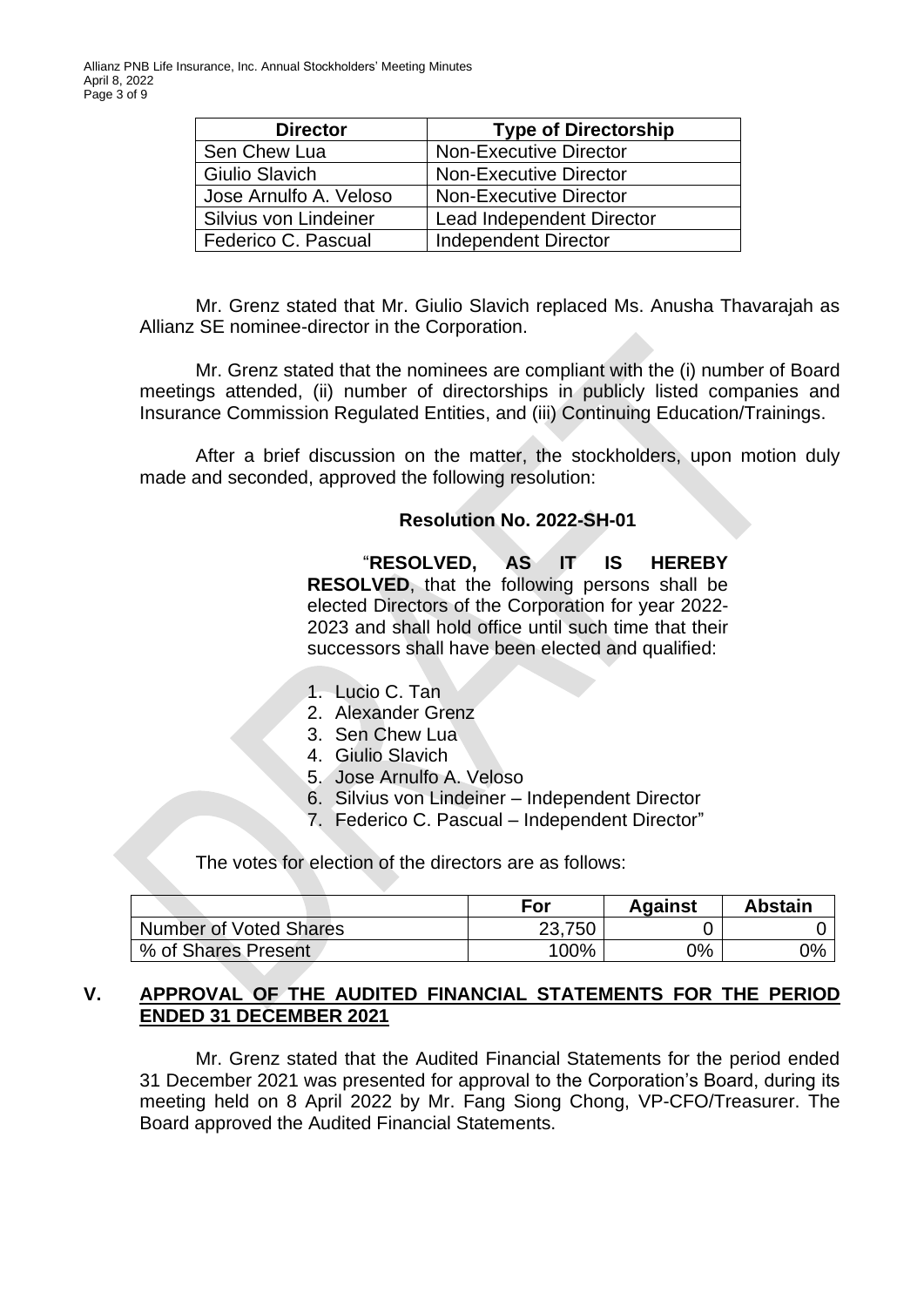| Director | Type of Directorship |
| --- | --- |
| Sen Chew Lua | Non-Executive Director |
| Giulio Slavich | Non-Executive Director |
| Jose Arnulfo A. Veloso | Non-Executive Director |
| Silvius von Lindeiner | Lead Independent Director |
| Federico C. Pascual | Independent Director |

Mr. Grenz stated that Mr. Giulio Slavich replaced Ms. Anusha Thavarajah as Allianz SE nominee-director in the Corporation.

Mr. Grenz stated that the nominees are compliant with the (i) number of Board meetings attended, (ii) number of directorships in publicly listed companies and Insurance Commission Regulated Entities, and (iii) Continuing Education/Trainings.

After a brief discussion on the matter, the stockholders, upon motion duly made and seconded, approved the following resolution:

**Resolution No. 2022-SH-01**

"**RESOLVED, AS IT IS HEREBY RESOLVED**, that the following persons shall be elected Directors of the Corporation for year 2022-2023 and shall hold office until such time that their successors shall have been elected and qualified:

1. Lucio C. Tan
2. Alexander Grenz
3. Sen Chew Lua
4. Giulio Slavich
5. Jose Arnulfo A. Veloso
6. Silvius von Lindeiner – Independent Director
7. Federico C. Pascual – Independent Director"

The votes for election of the directors are as follows:

| | For | Against | Abstain |
| --- | --- | --- | --- |
| Number of Voted Shares | 23,750 | 0 | 0 |
| % of Shares Present | 100% | 0% | 0% |

## V. APPROVAL OF THE AUDITED FINANCIAL STATEMENTS FOR THE PERIOD ENDED 31 DECEMBER 2021

Mr. Grenz stated that the Audited Financial Statements for the period ended 31 December 2021 was presented for approval to the Corporation's Board, during its meeting held on 8 April 2022 by Mr. Fang Siong Chong, VP-CFO/Treasurer. The Board approved the Audited Financial Statements.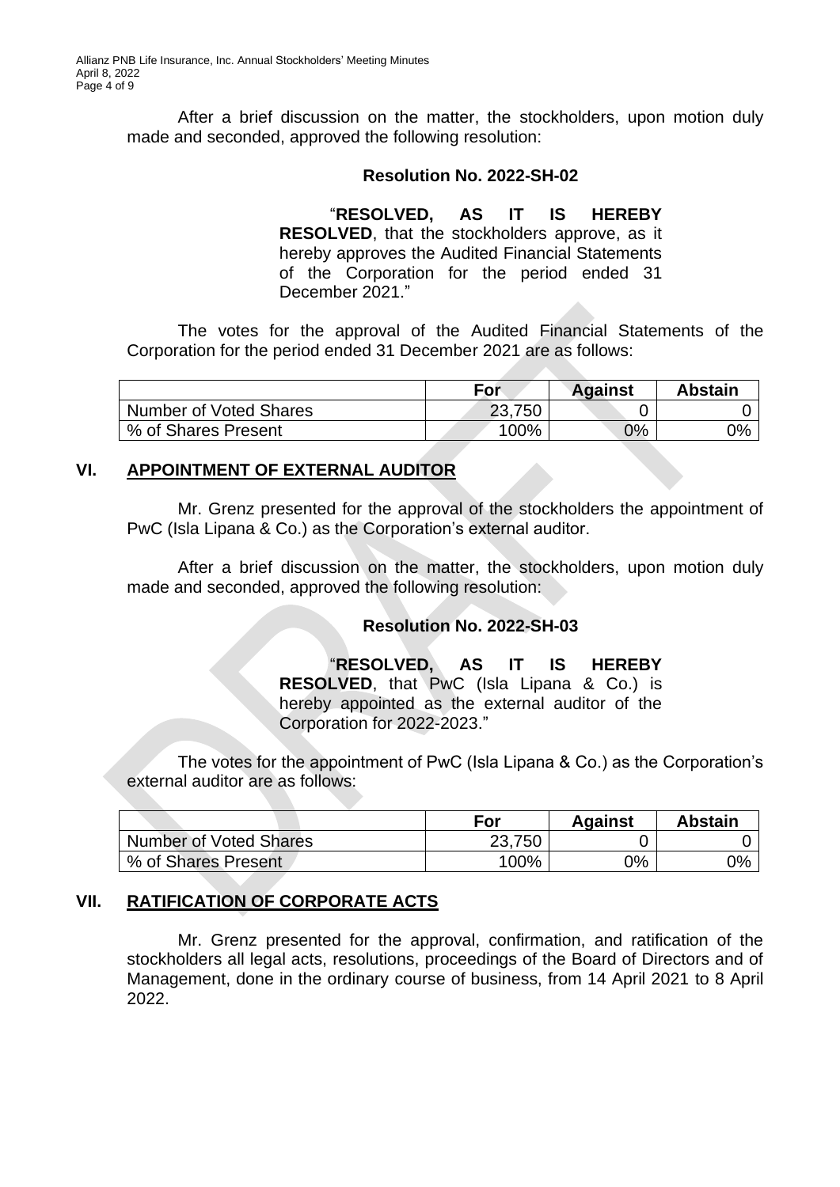After a brief discussion on the matter, the stockholders, upon motion duly made and seconded, approved the following resolution:

**Resolution No. 2022-SH-02**

> "**RESOLVED, AS IT IS HEREBY RESOLVED**, that the stockholders approve, as it hereby approves the Audited Financial Statements of the Corporation for the period ended 31 December 2021."

The votes for the approval of the Audited Financial Statements of the Corporation for the period ended 31 December 2021 are as follows:

| | For | Against | Abstain |
|---|---|---|---|
| Number of Voted Shares | 23,750 | 0 | 0 |
| % of Shares Present | 100% | 0% | 0% |

## VI. APPOINTMENT OF EXTERNAL AUDITOR

Mr. Grenz presented for the approval of the stockholders the appointment of PwC (Isla Lipana & Co.) as the Corporation's external auditor.

After a brief discussion on the matter, the stockholders, upon motion duly made and seconded, approved the following resolution:

**Resolution No. 2022-SH-03**

> "**RESOLVED, AS IT IS HEREBY RESOLVED**, that PwC (Isla Lipana & Co.) is hereby appointed as the external auditor of the Corporation for 2022-2023."

The votes for the appointment of PwC (Isla Lipana & Co.) as the Corporation's external auditor are as follows:

| | For | Against | Abstain |
|---|---|---|---|
| Number of Voted Shares | 23,750 | 0 | 0 |
| % of Shares Present | 100% | 0% | 0% |

## VII. RATIFICATION OF CORPORATE ACTS

Mr. Grenz presented for the approval, confirmation, and ratification of the stockholders all legal acts, resolutions, proceedings of the Board of Directors and of Management, done in the ordinary course of business, from 14 April 2021 to 8 April 2022.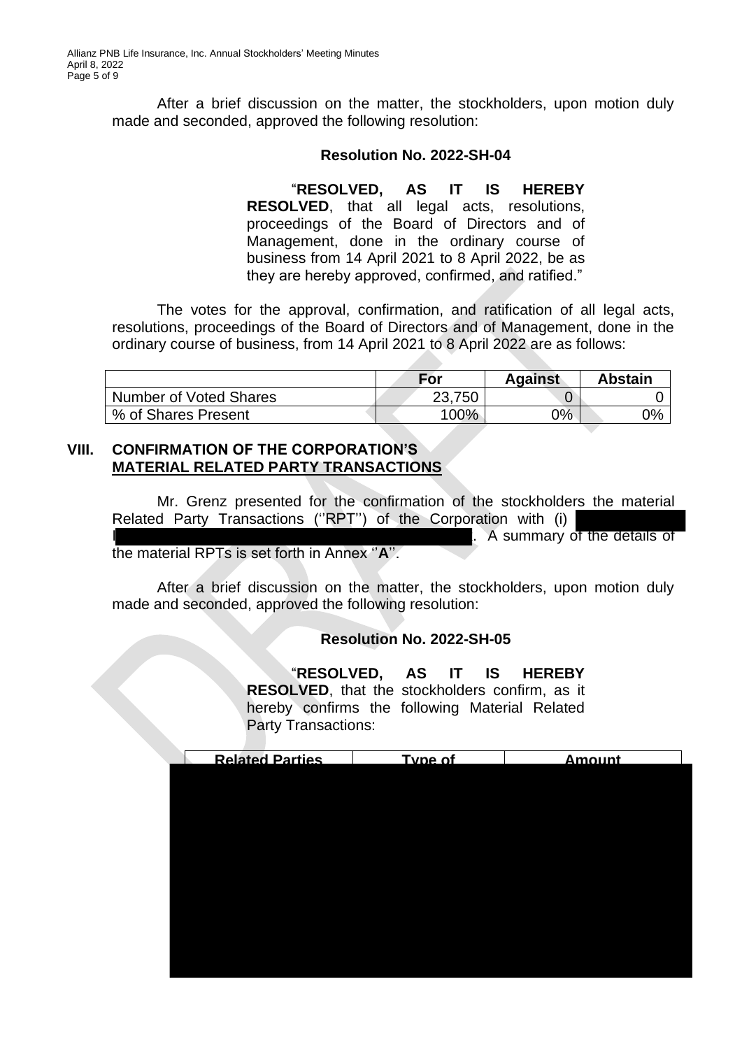After a brief discussion on the matter, the stockholders, upon motion duly made and seconded, approved the following resolution:

**Resolution No. 2022-SH-04**

"**RESOLVED, AS IT IS HEREBY RESOLVED**, that all legal acts, resolutions, proceedings of the Board of Directors and of Management, done in the ordinary course of business from 14 April 2021 to 8 April 2022, be as they are hereby approved, confirmed, and ratified."

The votes for the approval, confirmation, and ratification of all legal acts, resolutions, proceedings of the Board of Directors and of Management, done in the ordinary course of business, from 14 April 2021 to 8 April 2022 are as follows:

| | For | Against | Abstain |
|---|---|---|---|
| Number of Voted Shares | 23,750 | 0 | 0 |
| % of Shares Present | 100% | 0% | 0% |

## VIII. CONFIRMATION OF THE CORPORATION'S MATERIAL RELATED PARTY TRANSACTIONS

Mr. Grenz presented for the confirmation of the stockholders the material Related Party Transactions (''RPT'') of the Corporation with (i) I . A summary of the details of the material RPTs is set forth in Annex ''**A**''.

After a brief discussion on the matter, the stockholders, upon motion duly made and seconded, approved the following resolution:

**Resolution No. 2022-SH-05**

"**RESOLVED, AS IT IS HEREBY RESOLVED**, that the stockholders confirm, as it hereby confirms the following Material Related Party Transactions:

| Related Parties | Type of | Amount |
|---|---|---|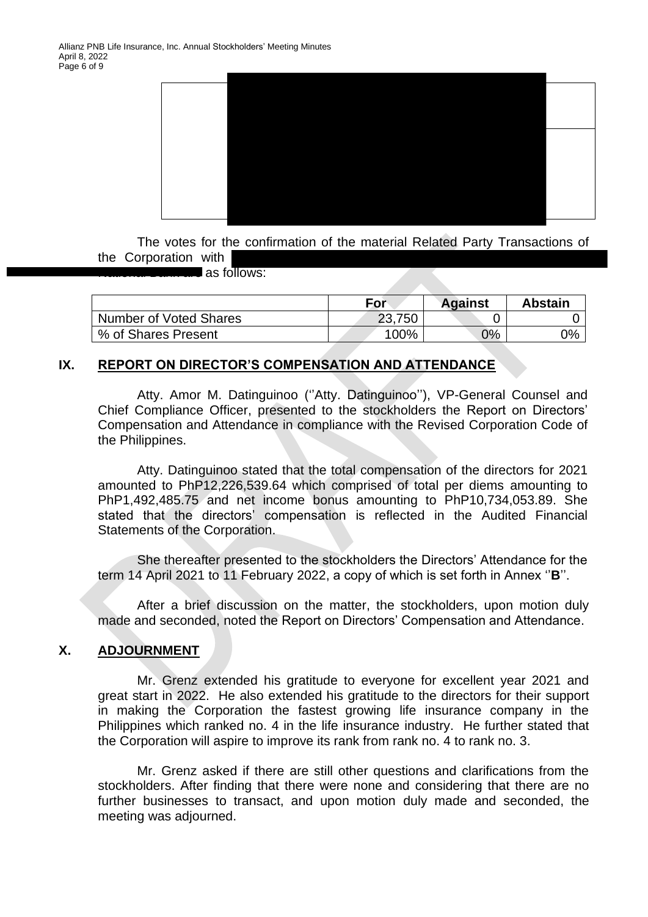The votes for the confirmation of the material Related Party Transactions of the Corporation with as follows:

| | For | Against | Abstain |
|---|---|---|---|
| Number of Voted Shares | 23,750 | 0 | 0 |
| % of Shares Present | 100% | 0% | 0% |

## IX. REPORT ON DIRECTOR'S COMPENSATION AND ATTENDANCE

Atty. Amor M. Datinguinoo (''Atty. Datinguinoo''), VP-General Counsel and Chief Compliance Officer, presented to the stockholders the Report on Directors' Compensation and Attendance in compliance with the Revised Corporation Code of the Philippines.

Atty. Datinguinoo stated that the total compensation of the directors for 2021 amounted to PhP12,226,539.64 which comprised of total per diems amounting to PhP1,492,485.75 and net income bonus amounting to PhP10,734,053.89. She stated that the directors' compensation is reflected in the Audited Financial Statements of the Corporation.

She thereafter presented to the stockholders the Directors' Attendance for the term 14 April 2021 to 11 February 2022, a copy of which is set forth in Annex ''**B**''.

After a brief discussion on the matter, the stockholders, upon motion duly made and seconded, noted the Report on Directors' Compensation and Attendance.

## X. ADJOURNMENT

Mr. Grenz extended his gratitude to everyone for excellent year 2021 and great start in 2022. He also extended his gratitude to the directors for their support in making the Corporation the fastest growing life insurance company in the Philippines which ranked no. 4 in the life insurance industry. He further stated that the Corporation will aspire to improve its rank from rank no. 4 to rank no. 3.

Mr. Grenz asked if there are still other questions and clarifications from the stockholders. After finding that there were none and considering that there are no further businesses to transact, and upon motion duly made and seconded, the meeting was adjourned.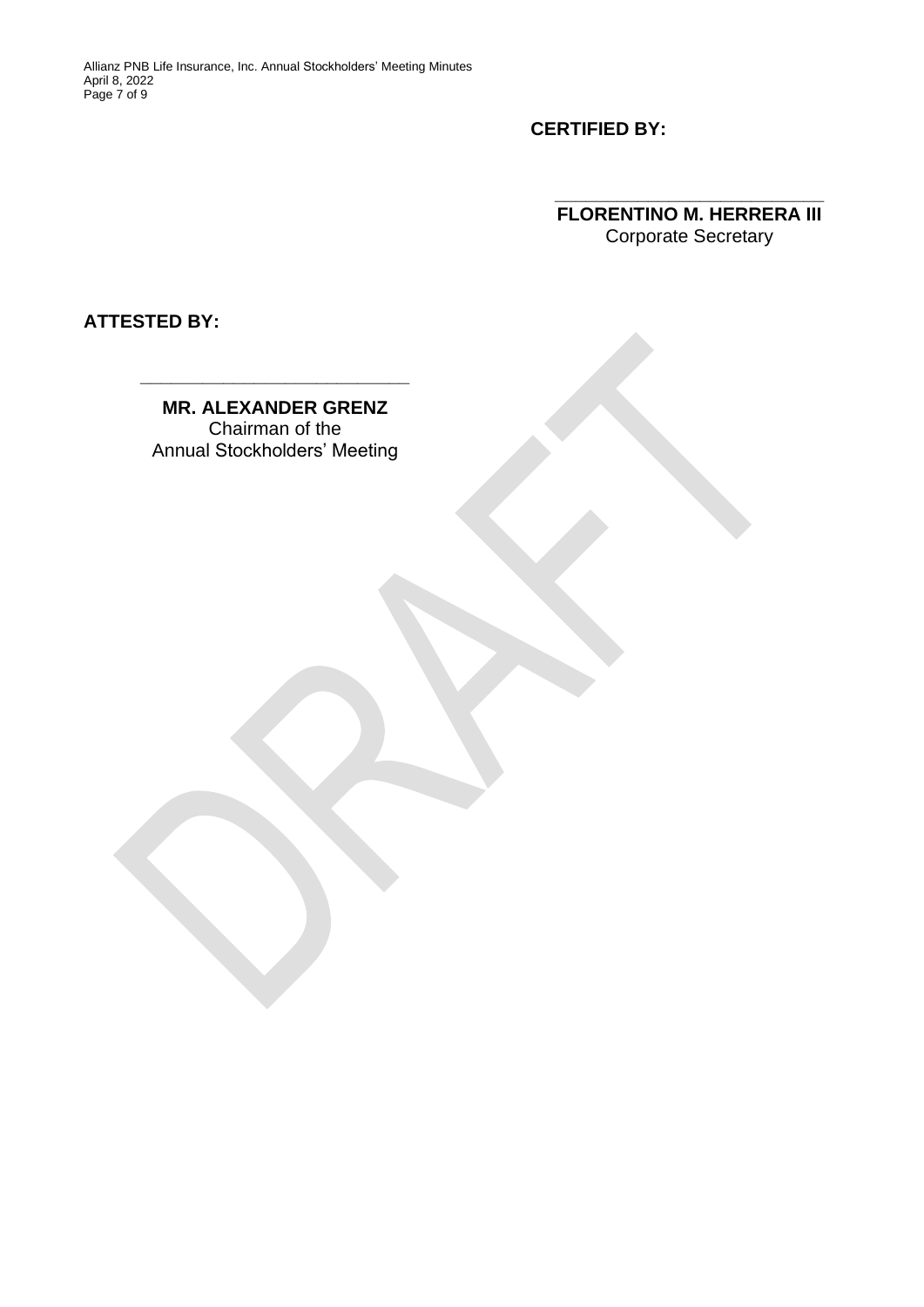**CERTIFIED BY:**

\_\_\_\_\_\_\_\_\_\_\_\_\_\_\_\_\_\_\_\_\_\_\_\_\_\_\_\_

**FLORENTINO M. HERRERA III**
Corporate Secretary

**ATTESTED BY:**

\_\_\_\_\_\_\_\_\_\_\_\_\_\_\_\_\_\_\_\_\_\_\_\_\_\_\_\_

**MR. ALEXANDER GRENZ**
Chairman of the
Annual Stockholders' Meeting

DRAFT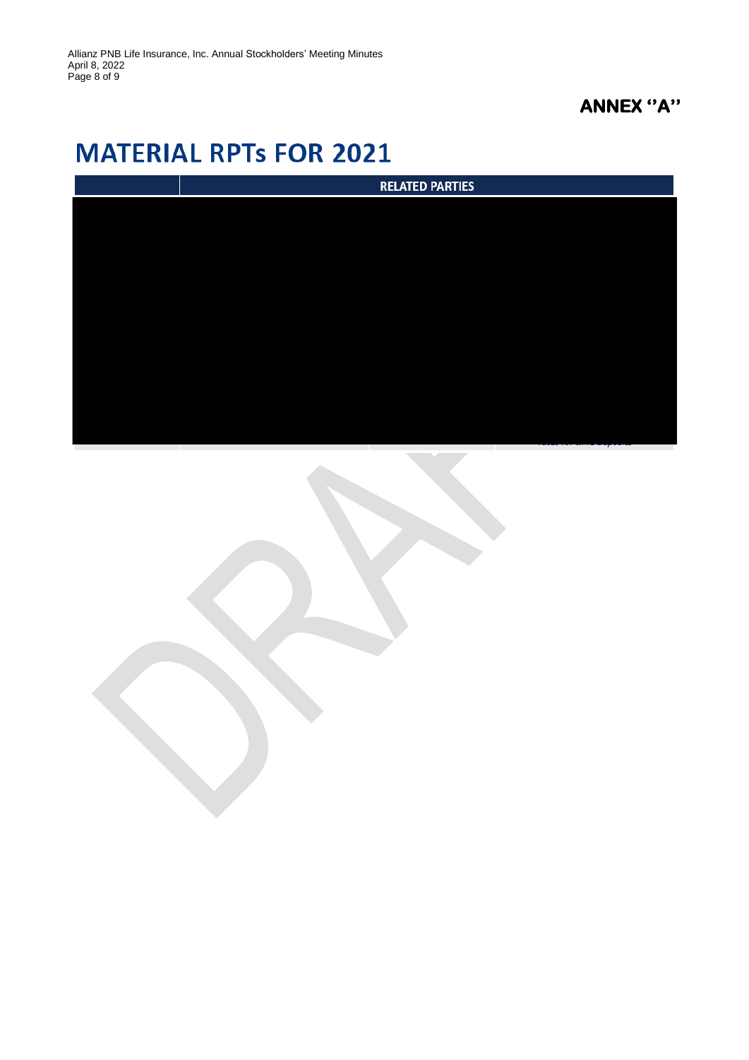## ANNEX "A"

# MATERIAL RPTs FOR 2021

| | RELATED PARTIES |
|---|---|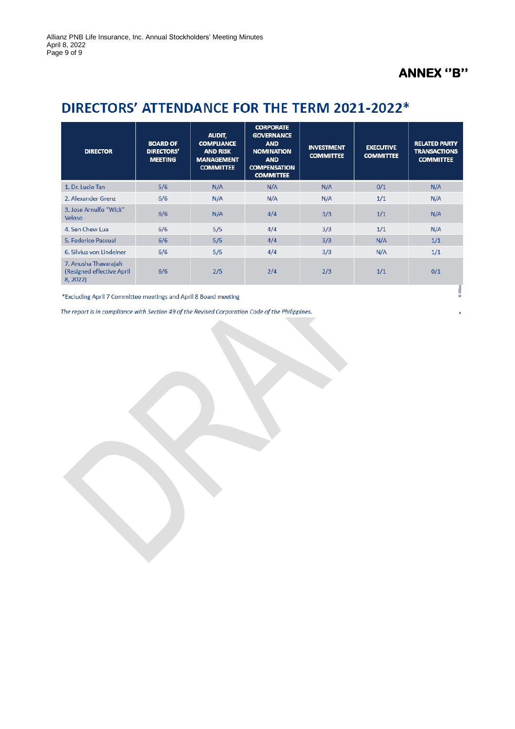# ANNEX "B"

## DIRECTORS' ATTENDANCE FOR THE TERM 2021-2022*

| DIRECTOR | BOARD OF DIRECTORS' MEETING | AUDIT, COMPLIANCE AND RISK MANAGEMENT COMMITTEE | CORPORATE GOVERNANCE AND NOMINATION AND COMPENSATION COMMITTEE | INVESTMENT COMMITTEE | EXECUTIVE COMMITTEE | RELATED PARTY TRANSACTIONS COMMITTEE |
|---|---|---|---|---|---|---|
| 1. Dr. Lucio Tan | 5/6 | N/A | N/A | N/A | 0/1 | N/A |
| 2. Alexander Grenz | 6/6 | N/A | N/A | N/A | 1/1 | N/A |
| 3. Jose Arnulfo "Wick" Veloso | 6/6 | N/A | 4/4 | 3/3 | 1/1 | N/A |
| 4. Sen Chew Lua | 6/6 | 5/5 | 4/4 | 3/3 | 1/1 | N/A |
| 5. Federico Pascual | 6/6 | 5/5 | 4/4 | 3/3 | N/A | 1/1 |
| 6. Silvius von Lindeiner | 6/6 | 5/5 | 4/4 | 3/3 | N/A | 1/1 |
| 7. Anusha Thavarajah (Resigned effective April 8, 2022) | 6/6 | 2/5 | 2/4 | 2/3 | 1/1 | 0/1 |

*Excluding April 7 Committee meetings and April 8 Board meeting

*The report is in compliance with Section 49 of the Revised Corporation Code of the Philippines.*